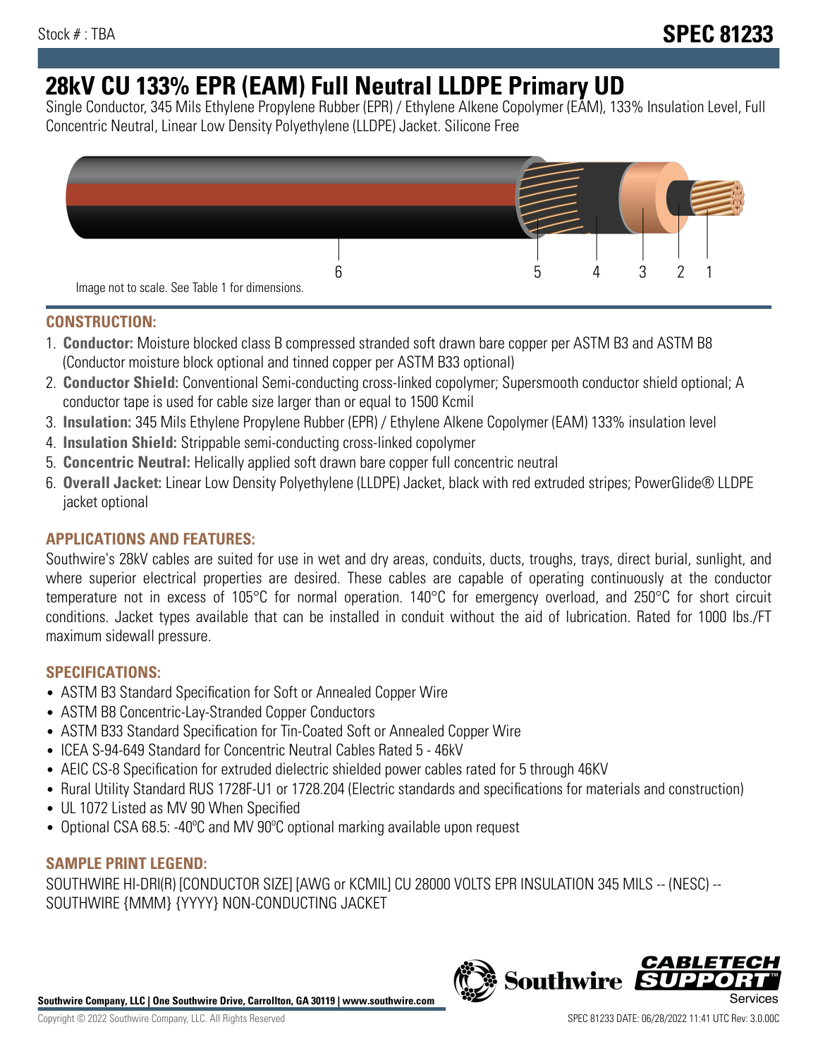Stock # : TBA

**SPEC 81233**

# 28kV CU 133% EPR (EAM) Full Neutral LLDPE Primary UD

Single Conductor, 345 Mils Ethylene Propylene Rubber (EPR) / Ethylene Alkene Copolymer (EAM), 133% Insulation Level, Full Concentric Neutral, Linear Low Density Polyethylene (LLDPE) Jacket. Silicone Free

6 5 4 3 2 1

Image not to scale. See Table 1 for dimensions.

## CONSTRUCTION:

1. **Conductor:** Moisture blocked class B compressed stranded soft drawn bare copper per ASTM B3 and ASTM B8 (Conductor moisture block optional and tinned copper per ASTM B33 optional)
2. **Conductor Shield:** Conventional Semi-conducting cross-linked copolymer; Supersmooth conductor shield optional; A conductor tape is used for cable size larger than or equal to 1500 Kcmil
3. **Insulation:** 345 Mils Ethylene Propylene Rubber (EPR) / Ethylene Alkene Copolymer (EAM) 133% insulation level
4. **Insulation Shield:** Strippable semi-conducting cross-linked copolymer
5. **Concentric Neutral:** Helically applied soft drawn bare copper full concentric neutral
6. **Overall Jacket:** Linear Low Density Polyethylene (LLDPE) Jacket, black with red extruded stripes; PowerGlide® LLDPE jacket optional

## APPLICATIONS AND FEATURES:

Southwire's 28kV cables are suited for use in wet and dry areas, conduits, ducts, troughs, trays, direct burial, sunlight, and where superior electrical properties are desired. These cables are capable of operating continuously at the conductor temperature not in excess of 105°C for normal operation. 140°C for emergency overload, and 250°C for short circuit conditions. Jacket types available that can be installed in conduit without the aid of lubrication. Rated for 1000 lbs./FT maximum sidewall pressure.

## SPECIFICATIONS:

- ASTM B3 Standard Specification for Soft or Annealed Copper Wire
- ASTM B8 Concentric-Lay-Stranded Copper Conductors
- ASTM B33 Standard Specification for Tin-Coated Soft or Annealed Copper Wire
- ICEA S-94-649 Standard for Concentric Neutral Cables Rated 5 - 46kV
- AEIC CS-8 Specification for extruded dielectric shielded power cables rated for 5 through 46KV
- Rural Utility Standard RUS 1728F-U1 or 1728.204 (Electric standards and specifications for materials and construction)
- UL 1072 Listed as MV 90 When Specified
- Optional CSA 68.5: -40ºC and MV 90ºC optional marking available upon request

## SAMPLE PRINT LEGEND:

SOUTHWIRE HI-DRI(R) [CONDUCTOR SIZE] [AWG or KCMIL] CU 28000 VOLTS EPR INSULATION 345 MILS -- (NESC) -- SOUTHWIRE {MMM} {YYYY} NON-CONDUCTING JACKET

**Southwire Company, LLC | One Southwire Drive, Carrollton, GA 30119 | www.southwire.com**

Copyright © 2022 Southwire Company, LLC. All Rights Reserved

SPEC 81233 DATE: 06/28/2022 11:41 UTC Rev: 3.0.00C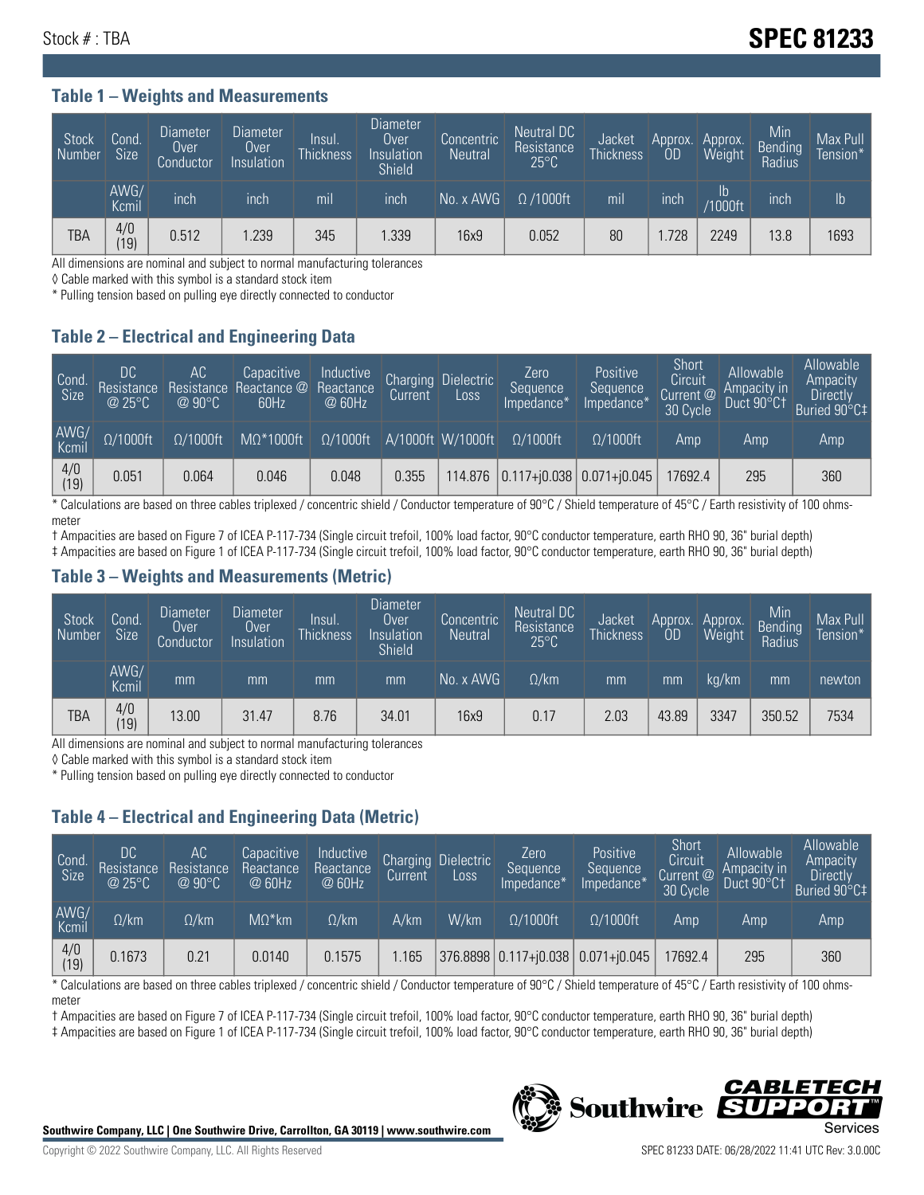Stock # : TBA

# SPEC 81233

### Table 1 – Weights and Measurements

| Stock Number | Cond. Size | Diameter Over Conductor | Diameter Over Insulation | Insul. Thickness | Diameter Over Insulation Shield | Concentric Neutral | Neutral DC Resistance 25°C | Jacket Thickness | Approx. OD | Approx. Weight | Min Bending Radius | Max Pull Tension* |
|---|---|---|---|---|---|---|---|---|---|---|---|---|
| | AWG/ Kcmil | inch | inch | mil | inch | No. x AWG | Ω /1000ft | mil | inch | lb /1000ft | inch | lb |
| TBA | 4/0 (19) | 0.512 | 1.239 | 345 | 1.339 | 16x9 | 0.052 | 80 | 1.728 | 2249 | 13.8 | 1693 |

All dimensions are nominal and subject to normal manufacturing tolerances

◊ Cable marked with this symbol is a standard stock item

* Pulling tension based on pulling eye directly connected to conductor

### Table 2 – Electrical and Engineering Data

| Cond. Size | DC Resistance @ 25°C | AC Resistance @ 90°C | Capacitive Reactance @ 60Hz | Inductive Reactance @ 60Hz | Charging Current | Dielectric Loss | Zero Sequence Impedance* | Positive Sequence Impedance* | Short Circuit Current @ 30 Cycle | Allowable Ampacity in Duct 90°C† | Allowable Ampacity Directly Buried 90°C‡ |
|---|---|---|---|---|---|---|---|---|---|---|---|
| AWG/ Kcmil | Ω/1000ft | Ω/1000ft | MΩ*1000ft | Ω/1000ft | A/1000ft | W/1000ft | Ω/1000ft | Ω/1000ft | Amp | Amp | Amp |
| 4/0 (19) | 0.051 | 0.064 | 0.046 | 0.048 | 0.355 | 114.876 | 0.117+j0.038 | 0.071+j0.045 | 17692.4 | 295 | 360 |

* Calculations are based on three cables triplexed / concentric shield / Conductor temperature of 90°C / Shield temperature of 45°C / Earth resistivity of 100 ohms-meter

† Ampacities are based on Figure 7 of ICEA P-117-734 (Single circuit trefoil, 100% load factor, 90°C conductor temperature, earth RHO 90, 36" burial depth)

‡ Ampacities are based on Figure 1 of ICEA P-117-734 (Single circuit trefoil, 100% load factor, 90°C conductor temperature, earth RHO 90, 36" burial depth)

### Table 3 – Weights and Measurements (Metric)

| Stock Number | Cond. Size | Diameter Over Conductor | Diameter Over Insulation | Insul. Thickness | Diameter Over Insulation Shield | Concentric Neutral | Neutral DC Resistance 25°C | Jacket Thickness | Approx. OD | Approx. Weight | Min Bending Radius | Max Pull Tension* |
|---|---|---|---|---|---|---|---|---|---|---|---|---|
| | AWG/ Kcmil | mm | mm | mm | mm | No. x AWG | Ω/km | mm | mm | kg/km | mm | newton |
| TBA | 4/0 (19) | 13.00 | 31.47 | 8.76 | 34.01 | 16x9 | 0.17 | 2.03 | 43.89 | 3347 | 350.52 | 7534 |

All dimensions are nominal and subject to normal manufacturing tolerances

◊ Cable marked with this symbol is a standard stock item

* Pulling tension based on pulling eye directly connected to conductor

### Table 4 – Electrical and Engineering Data (Metric)

| Cond. Size | DC Resistance @ 25°C | AC Resistance @ 90°C | Capacitive Reactance @ 60Hz | Inductive Reactance @ 60Hz | Charging Current | Dielectric Loss | Zero Sequence Impedance* | Positive Sequence Impedance* | Short Circuit Current @ 30 Cycle | Allowable Ampacity in Duct 90°C† | Allowable Ampacity Directly Buried 90°C‡ |
|---|---|---|---|---|---|---|---|---|---|---|---|
| AWG/ Kcmil | Ω/km | Ω/km | MΩ*km | Ω/km | A/km | W/km | Ω/1000ft | Ω/1000ft | Amp | Amp | Amp |
| 4/0 (19) | 0.1673 | 0.21 | 0.0140 | 0.1575 | 1.165 | 376.8898 | 0.117+j0.038 | 0.071+j0.045 | 17692.4 | 295 | 360 |

* Calculations are based on three cables triplexed / concentric shield / Conductor temperature of 90°C / Shield temperature of 45°C / Earth resistivity of 100 ohms-meter

† Ampacities are based on Figure 7 of ICEA P-117-734 (Single circuit trefoil, 100% load factor, 90°C conductor temperature, earth RHO 90, 36" burial depth)

‡ Ampacities are based on Figure 1 of ICEA P-117-734 (Single circuit trefoil, 100% load factor, 90°C conductor temperature, earth RHO 90, 36" burial depth)

**Southwire Company, LLC | One Southwire Drive, Carrollton, GA 30119 | www.southwire.com**

Copyright © 2022 Southwire Company, LLC. All Rights Reserved

SPEC 81233 DATE: 06/28/2022 11:41 UTC Rev: 3.0.00C